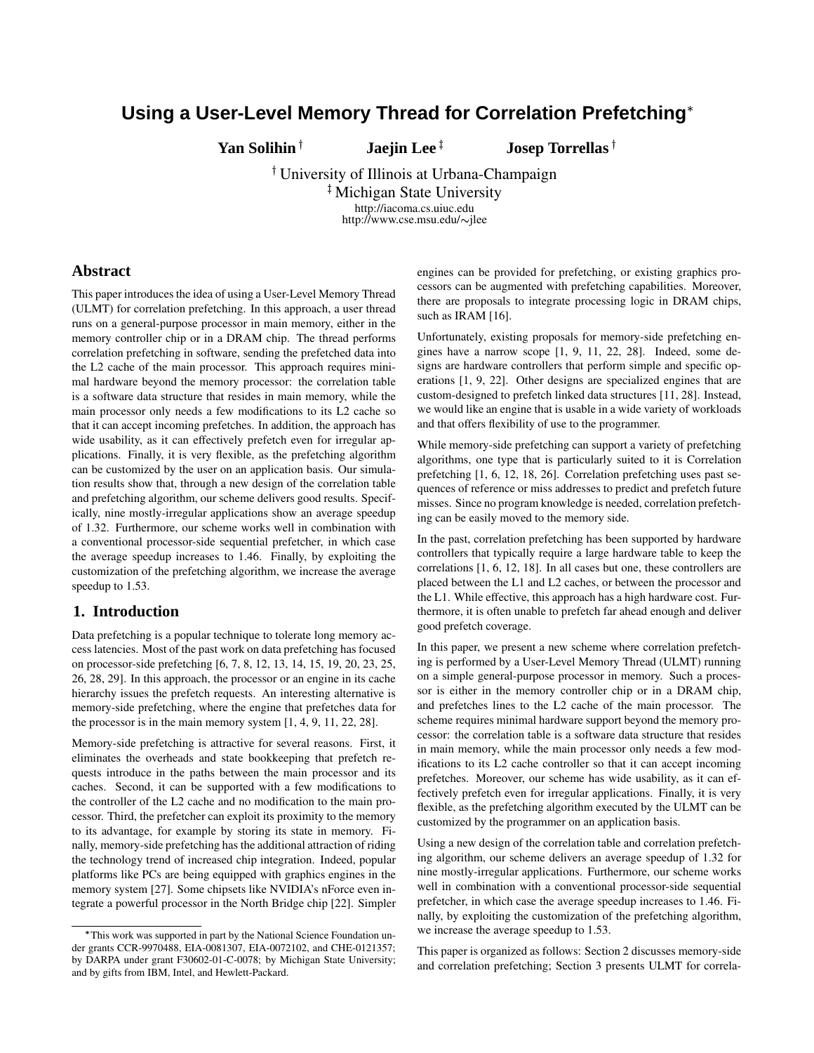# Using a User-Level Memory Thread for Correlation Prefetching*

**Yan Solihin** [†] **Jaejin Lee** [‡] **Josep Torrellas** [†]

[†] University of Illinois at Urbana-Champaign
[‡] Michigan State University
http://iacoma.cs.uiuc.edu
http://www.cse.msu.edu/∼jlee

## Abstract

This paper introduces the idea of using a User-Level Memory Thread (ULMT) for correlation prefetching. In this approach, a user thread runs on a general-purpose processor in main memory, either in the memory controller chip or in a DRAM chip. The thread performs correlation prefetching in software, sending the prefetched data into the L2 cache of the main processor. This approach requires minimal hardware beyond the memory processor: the correlation table is a software data structure that resides in main memory, while the main processor only needs a few modifications to its L2 cache so that it can accept incoming prefetches. In addition, the approach has wide usability, as it can effectively prefetch even for irregular applications. Finally, it is very flexible, as the prefetching algorithm can be customized by the user on an application basis. Our simulation results show that, through a new design of the correlation table and prefetching algorithm, our scheme delivers good results. Specifically, nine mostly-irregular applications show an average speedup of 1.32. Furthermore, our scheme works well in combination with a conventional processor-side sequential prefetcher, in which case the average speedup increases to 1.46. Finally, by exploiting the customization of the prefetching algorithm, we increase the average speedup to 1.53.

## 1. Introduction

Data prefetching is a popular technique to tolerate long memory access latencies. Most of the past work on data prefetching has focused on processor-side prefetching [6, 7, 8, 12, 13, 14, 15, 19, 20, 23, 25, 26, 28, 29]. In this approach, the processor or an engine in its cache hierarchy issues the prefetch requests. An interesting alternative is memory-side prefetching, where the engine that prefetches data for the processor is in the main memory system [1, 4, 9, 11, 22, 28].

Memory-side prefetching is attractive for several reasons. First, it eliminates the overheads and state bookkeeping that prefetch requests introduce in the paths between the main processor and its caches. Second, it can be supported with a few modifications to the controller of the L2 cache and no modification to the main processor. Third, the prefetcher can exploit its proximity to the memory to its advantage, for example by storing its state in memory. Finally, memory-side prefetching has the additional attraction of riding the technology trend of increased chip integration. Indeed, popular platforms like PCs are being equipped with graphics engines in the memory system [27]. Some chipsets like NVIDIA's nForce even integrate a powerful processor in the North Bridge chip [22]. Simpler engines can be provided for prefetching, or existing graphics processors can be augmented with prefetching capabilities. Moreover, there are proposals to integrate processing logic in DRAM chips, such as IRAM [16].

Unfortunately, existing proposals for memory-side prefetching engines have a narrow scope [1, 9, 11, 22, 28]. Indeed, some designs are hardware controllers that perform simple and specific operations [1, 9, 22]. Other designs are specialized engines that are custom-designed to prefetch linked data structures [11, 28]. Instead, we would like an engine that is usable in a wide variety of workloads and that offers flexibility of use to the programmer.

While memory-side prefetching can support a variety of prefetching algorithms, one type that is particularly suited to it is Correlation prefetching [1, 6, 12, 18, 26]. Correlation prefetching uses past sequences of reference or miss addresses to predict and prefetch future misses. Since no program knowledge is needed, correlation prefetching can be easily moved to the memory side.

In the past, correlation prefetching has been supported by hardware controllers that typically require a large hardware table to keep the correlations [1, 6, 12, 18]. In all cases but one, these controllers are placed between the L1 and L2 caches, or between the processor and the L1. While effective, this approach has a high hardware cost. Furthermore, it is often unable to prefetch far ahead enough and deliver good prefetch coverage.

In this paper, we present a new scheme where correlation prefetching is performed by a User-Level Memory Thread (ULMT) running on a simple general-purpose processor in memory. Such a processor is either in the memory controller chip or in a DRAM chip, and prefetches lines to the L2 cache of the main processor. The scheme requires minimal hardware support beyond the memory processor: the correlation table is a software data structure that resides in main memory, while the main processor only needs a few modifications to its L2 cache controller so that it can accept incoming prefetches. Moreover, our scheme has wide usability, as it can effectively prefetch even for irregular applications. Finally, it is very flexible, as the prefetching algorithm executed by the ULMT can be customized by the programmer on an application basis.

Using a new design of the correlation table and correlation prefetching algorithm, our scheme delivers an average speedup of 1.32 for nine mostly-irregular applications. Furthermore, our scheme works well in combination with a conventional processor-side sequential prefetcher, in which case the average speedup increases to 1.46. Finally, by exploiting the customization of the prefetching algorithm, we increase the average speedup to 1.53.

This paper is organized as follows: Section 2 discusses memory-side and correlation prefetching; Section 3 presents ULMT for correla-

*This work was supported in part by the National Science Foundation under grants CCR-9970488, EIA-0081307, EIA-0072102, and CHE-0121357; by DARPA under grant F30602-01-C-0078; by Michigan State University; and by gifts from IBM, Intel, and Hewlett-Packard.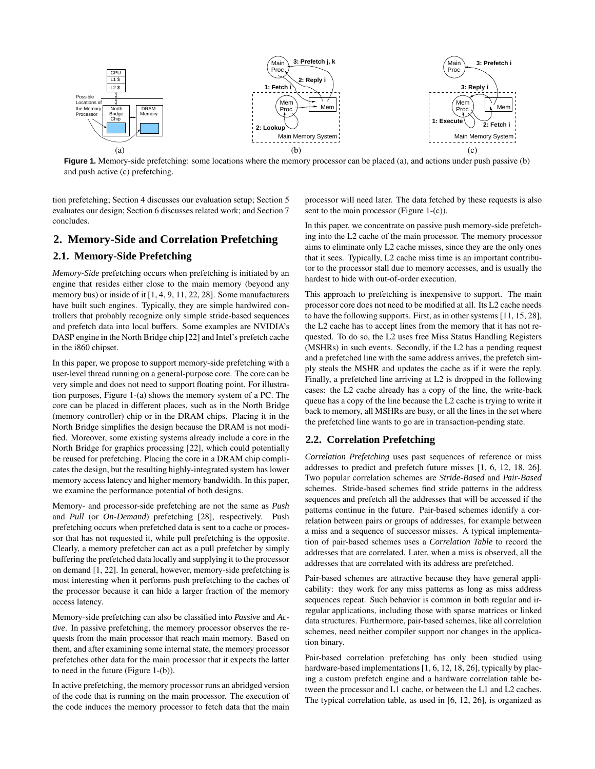**Figure 1.** Memory-side prefetching: some locations where the memory processor can be placed (a), and actions under push passive (b) and push active (c) prefetching.

tion prefetching; Section 4 discusses our evaluation setup; Section 5 evaluates our design; Section 6 discusses related work; and Section 7 concludes.

## 2. Memory-Side and Correlation Prefetching

### 2.1. Memory-Side Prefetching

*Memory-Side* prefetching occurs when prefetching is initiated by an engine that resides either close to the main memory (beyond any memory bus) or inside of it [1, 4, 9, 11, 22, 28]. Some manufacturers have built such engines. Typically, they are simple hardwired controllers that probably recognize only simple stride-based sequences and prefetch data into local buffers. Some examples are NVIDIA's DASP engine in the North Bridge chip [22] and Intel's prefetch cache in the i860 chipset.

In this paper, we propose to support memory-side prefetching with a user-level thread running on a general-purpose core. The core can be very simple and does not need to support floating point. For illustration purposes, Figure 1-(a) shows the memory system of a PC. The core can be placed in different places, such as in the North Bridge (memory controller) chip or in the DRAM chips. Placing it in the North Bridge simplifies the design because the DRAM is not modified. Moreover, some existing systems already include a core in the North Bridge for graphics processing [22], which could potentially be reused for prefetching. Placing the core in a DRAM chip complicates the design, but the resulting highly-integrated system has lower memory access latency and higher memory bandwidth. In this paper, we examine the performance potential of both designs.

Memory- and processor-side prefetching are not the same as *Push* and *Pull* (or *On-Demand*) prefetching [28], respectively. Push prefetching occurs when prefetched data is sent to a cache or processor that has not requested it, while pull prefetching is the opposite. Clearly, a memory prefetcher can act as a pull prefetcher by simply buffering the prefetched data locally and supplying it to the processor on demand [1, 22]. In general, however, memory-side prefetching is most interesting when it performs push prefetching to the caches of the processor because it can hide a larger fraction of the memory access latency.

Memory-side prefetching can also be classified into *Passive* and *Active*. In passive prefetching, the memory processor observes the requests from the main processor that reach main memory. Based on them, and after examining some internal state, the memory processor prefetches other data for the main processor that it expects the latter to need in the future (Figure 1-(b)).

In active prefetching, the memory processor runs an abridged version of the code that is running on the main processor. The execution of the code induces the memory processor to fetch data that the main processor will need later. The data fetched by these requests is also sent to the main processor (Figure 1-(c)).

In this paper, we concentrate on passive push memory-side prefetching into the L2 cache of the main processor. The memory processor aims to eliminate only L2 cache misses, since they are the only ones that it sees. Typically, L2 cache miss time is an important contributor to the processor stall due to memory accesses, and is usually the hardest to hide with out-of-order execution.

This approach to prefetching is inexpensive to support. The main processor core does not need to be modified at all. Its L2 cache needs to have the following supports. First, as in other systems [11, 15, 28], the L2 cache has to accept lines from the memory that it has not requested. To do so, the L2 uses free Miss Status Handling Registers (MSHRs) in such events. Secondly, if the L2 has a pending request and a prefetched line with the same address arrives, the prefetch simply steals the MSHR and updates the cache as if it were the reply. Finally, a prefetched line arriving at L2 is dropped in the following cases: the L2 cache already has a copy of the line, the write-back queue has a copy of the line because the L2 cache is trying to write it back to memory, all MSHRs are busy, or all the lines in the set where the prefetched line wants to go are in transaction-pending state.

### 2.2. Correlation Prefetching

*Correlation Prefetching* uses past sequences of reference or miss addresses to predict and prefetch future misses [1, 6, 12, 18, 26]. Two popular correlation schemes are *Stride-Based* and *Pair-Based* schemes. Stride-based schemes find stride patterns in the address sequences and prefetch all the addresses that will be accessed if the patterns continue in the future. Pair-based schemes identify a correlation between pairs or groups of addresses, for example between a miss and a sequence of successor misses. A typical implementation of pair-based schemes uses a *Correlation Table* to record the addresses that are correlated. Later, when a miss is observed, all the addresses that are correlated with its address are prefetched.

Pair-based schemes are attractive because they have general applicability: they work for any miss patterns as long as miss address sequences repeat. Such behavior is common in both regular and irregular applications, including those with sparse matrices or linked data structures. Furthermore, pair-based schemes, like all correlation schemes, need neither compiler support nor changes in the application binary.

Pair-based correlation prefetching has only been studied using hardware-based implementations [1, 6, 12, 18, 26], typically by placing a custom prefetch engine and a hardware correlation table between the processor and L1 cache, or between the L1 and L2 caches. The typical correlation table, as used in [6, 12, 26], is organized as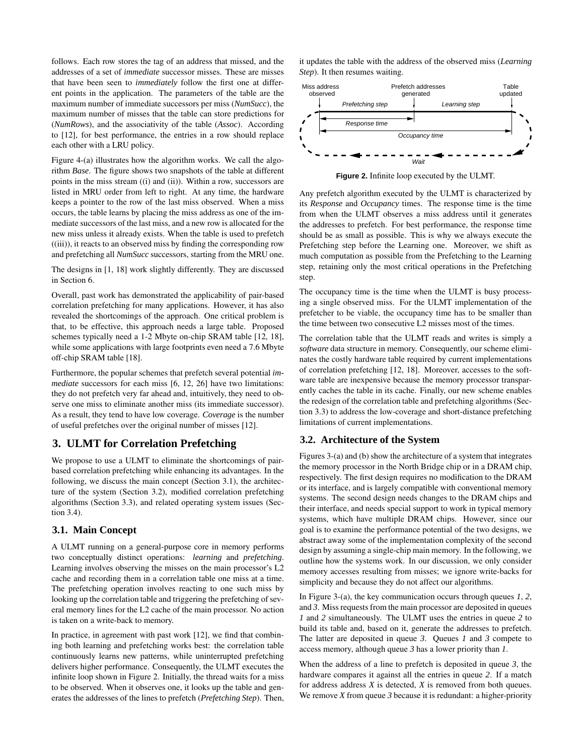follows. Each row stores the tag of an address that missed, and the addresses of a set of *immediate* successor misses. These are misses that have been seen to *immediately* follow the first one at different points in the application. The parameters of the table are the maximum number of immediate successors per miss (*NumSucc*), the maximum number of misses that the table can store predictions for (*NumRows*), and the associativity of the table (*Assoc*). According to [12], for best performance, the entries in a row should replace each other with a LRU policy.

Figure 4-(a) illustrates how the algorithm works. We call the algorithm *Base*. The figure shows two snapshots of the table at different points in the miss stream ((i) and (ii)). Within a row, successors are listed in MRU order from left to right. At any time, the hardware keeps a pointer to the row of the last miss observed. When a miss occurs, the table learns by placing the miss address as one of the immediate successors of the last miss, and a new row is allocated for the new miss unless it already exists. When the table is used to prefetch ((iii)), it reacts to an observed miss by finding the corresponding row and prefetching all *NumSucc* successors, starting from the MRU one.

The designs in [1, 18] work slightly differently. They are discussed in Section 6.

Overall, past work has demonstrated the applicability of pair-based correlation prefetching for many applications. However, it has also revealed the shortcomings of the approach. One critical problem is that, to be effective, this approach needs a large table. Proposed schemes typically need a 1-2 Mbyte on-chip SRAM table [12, 18], while some applications with large footprints even need a 7.6 Mbyte off-chip SRAM table [18].

Furthermore, the popular schemes that prefetch several potential *immediate* successors for each miss [6, 12, 26] have two limitations: they do not prefetch very far ahead and, intuitively, they need to observe one miss to eliminate another miss (its immediate successor). As a result, they tend to have low coverage. *Coverage* is the number of useful prefetches over the original number of misses [12].

## 3. ULMT for Correlation Prefetching

We propose to use a ULMT to eliminate the shortcomings of pair-based correlation prefetching while enhancing its advantages. In the following, we discuss the main concept (Section 3.1), the architecture of the system (Section 3.2), modified correlation prefetching algorithms (Section 3.3), and related operating system issues (Section 3.4).

### 3.1. Main Concept

A ULMT running on a general-purpose core in memory performs two conceptually distinct operations: *learning* and *prefetching*. Learning involves observing the misses on the main processor's L2 cache and recording them in a correlation table one miss at a time. The prefetching operation involves reacting to one such miss by looking up the correlation table and triggering the prefetching of several memory lines for the L2 cache of the main processor. No action is taken on a write-back to memory.

In practice, in agreement with past work [12], we find that combining both learning and prefetching works best: the correlation table continuously learns new patterns, while uninterrupted prefetching delivers higher performance. Consequently, the ULMT executes the infinite loop shown in Figure 2. Initially, the thread waits for a miss to be observed. When it observes one, it looks up the table and generates the addresses of the lines to prefetch (*Prefetching Step*). Then, it updates the table with the address of the observed miss (*Learning Step*). It then resumes waiting.

Miss address observed
Prefetch addresses generated
Table updated
Prefetching step
Learning step
Response time
Occupancy time
Wait

**Figure 2.** Infinite loop executed by the ULMT.

Any prefetch algorithm executed by the ULMT is characterized by its *Response* and *Occupancy* times. The response time is the time from when the ULMT observes a miss address until it generates the addresses to prefetch. For best performance, the response time should be as small as possible. This is why we always execute the Prefetching step before the Learning one. Moreover, we shift as much computation as possible from the Prefetching to the Learning step, retaining only the most critical operations in the Prefetching step.

The occupancy time is the time when the ULMT is busy processing a single observed miss. For the ULMT implementation of the prefetcher to be viable, the occupancy time has to be smaller than the time between two consecutive L2 misses most of the times.

The correlation table that the ULMT reads and writes is simply a *software* data structure in memory. Consequently, our scheme eliminates the costly hardware table required by current implementations of correlation prefetching [12, 18]. Moreover, accesses to the software table are inexpensive because the memory processor transparently caches the table in its cache. Finally, our new scheme enables the redesign of the correlation table and prefetching algorithms (Section 3.3) to address the low-coverage and short-distance prefetching limitations of current implementations.

### 3.2. Architecture of the System

Figures 3-(a) and (b) show the architecture of a system that integrates the memory processor in the North Bridge chip or in a DRAM chip, respectively. The first design requires no modification to the DRAM or its interface, and is largely compatible with conventional memory systems. The second design needs changes to the DRAM chips and their interface, and needs special support to work in typical memory systems, which have multiple DRAM chips. However, since our goal is to examine the performance potential of the two designs, we abstract away some of the implementation complexity of the second design by assuming a single-chip main memory. In the following, we outline how the systems work. In our discussion, we only consider memory accesses resulting from misses; we ignore write-backs for simplicity and because they do not affect our algorithms.

In Figure 3-(a), the key communication occurs through queues *1*, *2*, and *3*. Miss requests from the main processor are deposited in queues *1* and *2* simultaneously. The ULMT uses the entries in queue *2* to build its table and, based on it, generate the addresses to prefetch. The latter are deposited in queue *3*. Queues *1* and *3* compete to access memory, although queue *3* has a lower priority than *1*.

When the address of a line to prefetch is deposited in queue *3*, the hardware compares it against all the entries in queue *2*. If a match for address address *X* is detected, *X* is removed from both queues. We remove *X* from queue *3* because it is redundant: a higher-priority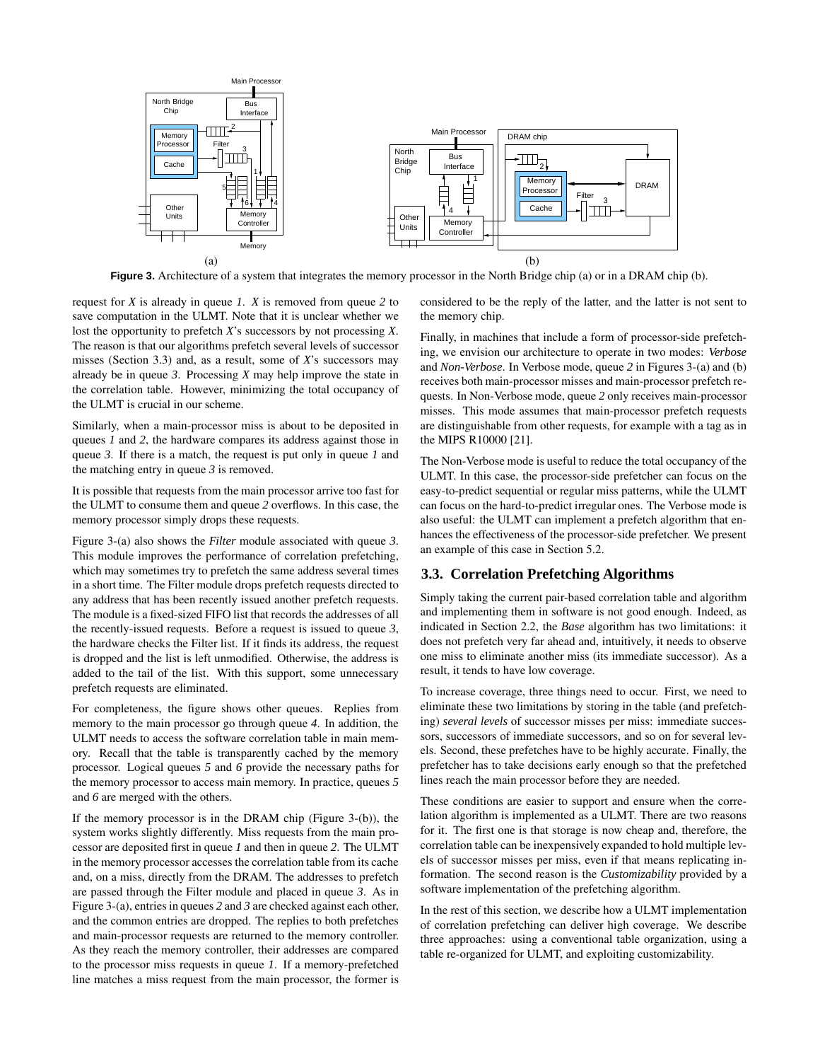Figure 3. Architecture of a system that integrates the memory processor in the North Bridge chip (a) or in a DRAM chip (b).

request for *X* is already in queue *1*. *X* is removed from queue *2* to save computation in the ULMT. Note that it is unclear whether we lost the opportunity to prefetch *X*'s successors by not processing *X*. The reason is that our algorithms prefetch several levels of successor misses (Section 3.3) and, as a result, some of *X*'s successors may already be in queue *3*. Processing *X* may help improve the state in the correlation table. However, minimizing the total occupancy of the ULMT is crucial in our scheme.

Similarly, when a main-processor miss is about to be deposited in queues *1* and *2*, the hardware compares its address against those in queue *3*. If there is a match, the request is put only in queue *1* and the matching entry in queue *3* is removed.

It is possible that requests from the main processor arrive too fast for the ULMT to consume them and queue *2* overflows. In this case, the memory processor simply drops these requests.

Figure 3-(a) also shows the *Filter* module associated with queue *3*. This module improves the performance of correlation prefetching, which may sometimes try to prefetch the same address several times in a short time. The Filter module drops prefetch requests directed to any address that has been recently issued another prefetch requests. The module is a fixed-sized FIFO list that records the addresses of all the recently-issued requests. Before a request is issued to queue *3*, the hardware checks the Filter list. If it finds its address, the request is dropped and the list is left unmodified. Otherwise, the address is added to the tail of the list. With this support, some unnecessary prefetch requests are eliminated.

For completeness, the figure shows other queues. Replies from memory to the main processor go through queue *4*. In addition, the ULMT needs to access the software correlation table in main memory. Recall that the table is transparently cached by the memory processor. Logical queues *5* and *6* provide the necessary paths for the memory processor to access main memory. In practice, queues *5* and *6* are merged with the others.

If the memory processor is in the DRAM chip (Figure 3-(b)), the system works slightly differently. Miss requests from the main processor are deposited first in queue *1* and then in queue *2*. The ULMT in the memory processor accesses the correlation table from its cache and, on a miss, directly from the DRAM. The addresses to prefetch are passed through the Filter module and placed in queue *3*. As in Figure 3-(a), entries in queues *2* and *3* are checked against each other, and the common entries are dropped. The replies to both prefetches and main-processor requests are returned to the memory controller. As they reach the memory controller, their addresses are compared to the processor miss requests in queue *1*. If a memory-prefetched line matches a miss request from the main processor, the former is considered to be the reply of the latter, and the latter is not sent to the memory chip.

Finally, in machines that include a form of processor-side prefetching, we envision our architecture to operate in two modes: *Verbose* and *Non-Verbose*. In Verbose mode, queue *2* in Figures 3-(a) and (b) receives both main-processor misses and main-processor prefetch requests. In Non-Verbose mode, queue *2* only receives main-processor misses. This mode assumes that main-processor prefetch requests are distinguishable from other requests, for example with a tag as in the MIPS R10000 [21].

The Non-Verbose mode is useful to reduce the total occupancy of the ULMT. In this case, the processor-side prefetcher can focus on the easy-to-predict sequential or regular miss patterns, while the ULMT can focus on the hard-to-predict irregular ones. The Verbose mode is also useful: the ULMT can implement a prefetch algorithm that enhances the effectiveness of the processor-side prefetcher. We present an example of this case in Section 5.2.

## 3.3. Correlation Prefetching Algorithms

Simply taking the current pair-based correlation table and algorithm and implementing them in software is not good enough. Indeed, as indicated in Section 2.2, the *Base* algorithm has two limitations: it does not prefetch very far ahead and, intuitively, it needs to observe one miss to eliminate another miss (its immediate successor). As a result, it tends to have low coverage.

To increase coverage, three things need to occur. First, we need to eliminate these two limitations by storing in the table (and prefetching) *several levels* of successor misses per miss: immediate successors, successors of immediate successors, and so on for several levels. Second, these prefetches have to be highly accurate. Finally, the prefetcher has to take decisions early enough so that the prefetched lines reach the main processor before they are needed.

These conditions are easier to support and ensure when the correlation algorithm is implemented as a ULMT. There are two reasons for it. The first one is that storage is now cheap and, therefore, the correlation table can be inexpensively expanded to hold multiple levels of successor misses per miss, even if that means replicating information. The second reason is the *Customizability* provided by a software implementation of the prefetching algorithm.

In the rest of this section, we describe how a ULMT implementation of correlation prefetching can deliver high coverage. We describe three approaches: using a conventional table organization, using a table re-organized for ULMT, and exploiting customizability.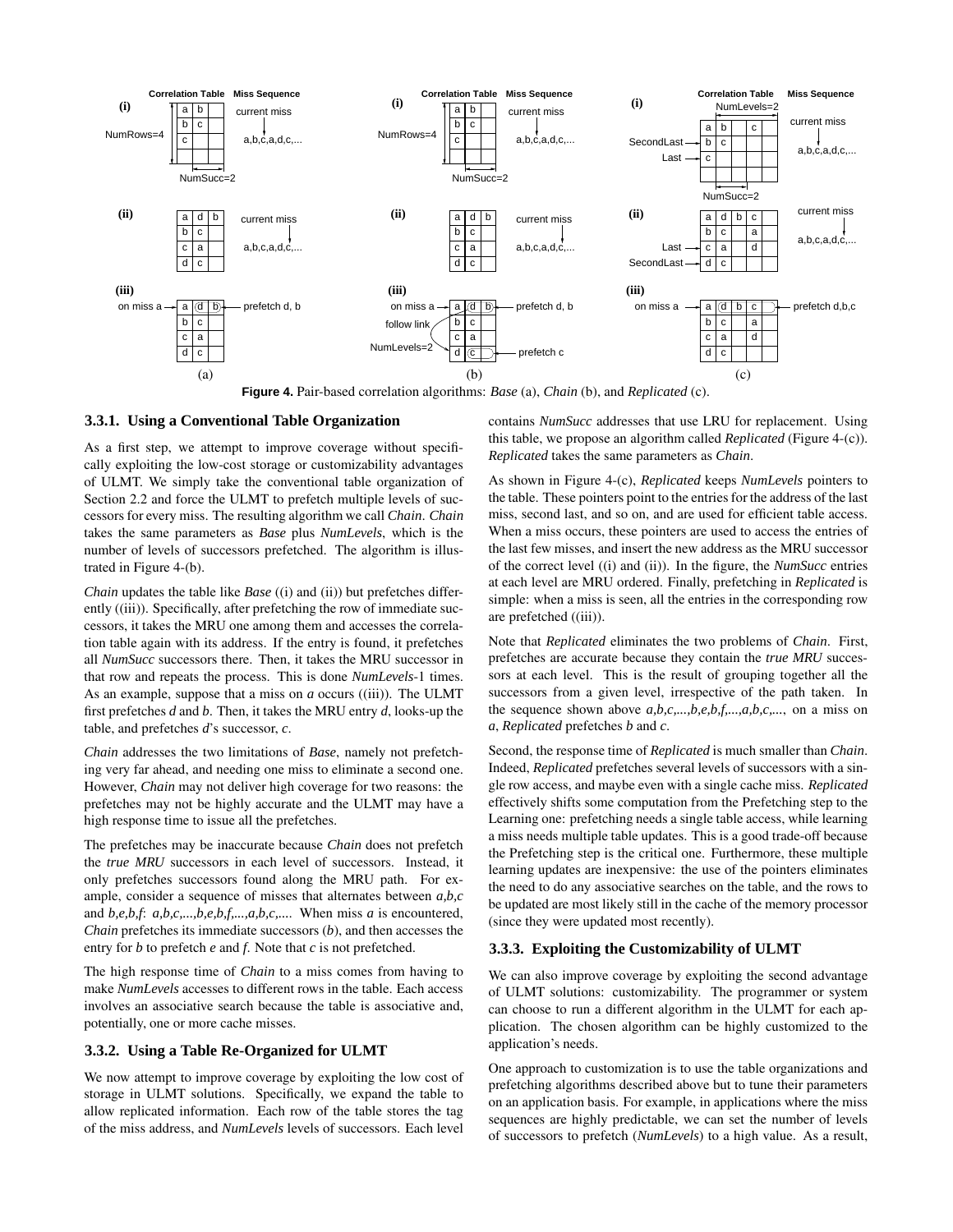Correlation Table Miss Sequence

(i) NumRows=4, NumSucc=2, current miss, a,b,c,a,d,c,...

(ii) current miss, a,b,c,a,d,c,...

(iii) on miss a, prefetch d, b

(a)

(i) NumRows=4, NumSucc=2, current miss, a,b,c,a,d,c,...

(ii) current miss, a,b,c,a,d,c,...

(iii) on miss a, prefetch d, b, follow link, NumLevels=2, prefetch c

(b)

(i) NumLevels=2, SecondLast, Last, NumSucc=2, current miss, a,b,c,a,d,c,...

(ii) Last, SecondLast, current miss, a,b,c,a,d,c,...

(iii) on miss a, prefetch d,b,c

(c)

**Figure 4.** Pair-based correlation algorithms: *Base* (a), *Chain* (b), and *Replicated* (c).

### 3.3.1. Using a Conventional Table Organization

As a first step, we attempt to improve coverage without specifically exploiting the low-cost storage or customizability advantages of ULMT. We simply take the conventional table organization of Section 2.2 and force the ULMT to prefetch multiple levels of successors for every miss. The resulting algorithm we call *Chain*. *Chain* takes the same parameters as *Base* plus *NumLevels*, which is the number of levels of successors prefetched. The algorithm is illustrated in Figure 4-(b).

*Chain* updates the table like *Base* ((i) and (ii)) but prefetches differently ((iii)). Specifically, after prefetching the row of immediate successors, it takes the MRU one among them and accesses the correlation table again with its address. If the entry is found, it prefetches all *NumSucc* successors there. Then, it takes the MRU successor in that row and repeats the process. This is done *NumLevels*-1 times. As an example, suppose that a miss on *a* occurs ((iii)). The ULMT first prefetches *d* and *b*. Then, it takes the MRU entry *d*, looks-up the table, and prefetches *d*'s successor, *c*.

*Chain* addresses the two limitations of *Base*, namely not prefetching very far ahead, and needing one miss to eliminate a second one. However, *Chain* may not deliver high coverage for two reasons: the prefetches may not be highly accurate and the ULMT may have a high response time to issue all the prefetches.

The prefetches may be inaccurate because *Chain* does not prefetch the *true MRU* successors in each level of successors. Instead, it only prefetches successors found along the MRU path. For example, consider a sequence of misses that alternates between *a,b,c* and *b,e,b,f*: *a,b,c,...,b,e,b,f,...,a,b,c,...*. When miss *a* is encountered, *Chain* prefetches its immediate successors (*b*), and then accesses the entry for *b* to prefetch *e* and *f*. Note that *c* is not prefetched.

The high response time of *Chain* to a miss comes from having to make *NumLevels* accesses to different rows in the table. Each access involves an associative search because the table is associative and, potentially, one or more cache misses.

### 3.3.2. Using a Table Re-Organized for ULMT

We now attempt to improve coverage by exploiting the low cost of storage in ULMT solutions. Specifically, we expand the table to allow replicated information. Each row of the table stores the tag of the miss address, and *NumLevels* levels of successors. Each level contains *NumSucc* addresses that use LRU for replacement. Using this table, we propose an algorithm called *Replicated* (Figure 4-(c)). *Replicated* takes the same parameters as *Chain*.

As shown in Figure 4-(c), *Replicated* keeps *NumLevels* pointers to the table. These pointers point to the entries for the address of the last miss, second last, and so on, and are used for efficient table access. When a miss occurs, these pointers are used to access the entries of the last few misses, and insert the new address as the MRU successor of the correct level ((i) and (ii)). In the figure, the *NumSucc* entries at each level are MRU ordered. Finally, prefetching in *Replicated* is simple: when a miss is seen, all the entries in the corresponding row are prefetched ((iii)).

Note that *Replicated* eliminates the two problems of *Chain*. First, prefetches are accurate because they contain the *true MRU* successors at each level. This is the result of grouping together all the successors from a given level, irrespective of the path taken. In the sequence shown above *a,b,c,...,b,e,b,f,...,a,b,c,...*, on a miss on *a*, *Replicated* prefetches *b* and *c*.

Second, the response time of *Replicated* is much smaller than *Chain*. Indeed, *Replicated* prefetches several levels of successors with a single row access, and maybe even with a single cache miss. *Replicated* effectively shifts some computation from the Prefetching step to the Learning one: prefetching needs a single table access, while learning a miss needs multiple table updates. This is a good trade-off because the Prefetching step is the critical one. Furthermore, these multiple learning updates are inexpensive: the use of the pointers eliminates the need to do any associative searches on the table, and the rows to be updated are most likely still in the cache of the memory processor (since they were updated most recently).

### 3.3.3. Exploiting the Customizability of ULMT

We can also improve coverage by exploiting the second advantage of ULMT solutions: customizability. The programmer or system can choose to run a different algorithm in the ULMT for each application. The chosen algorithm can be highly customized to the application's needs.

One approach to customization is to use the table organizations and prefetching algorithms described above but to tune their parameters on an application basis. For example, in applications where the miss sequences are highly predictable, we can set the number of levels of successors to prefetch (*NumLevels*) to a high value. As a result,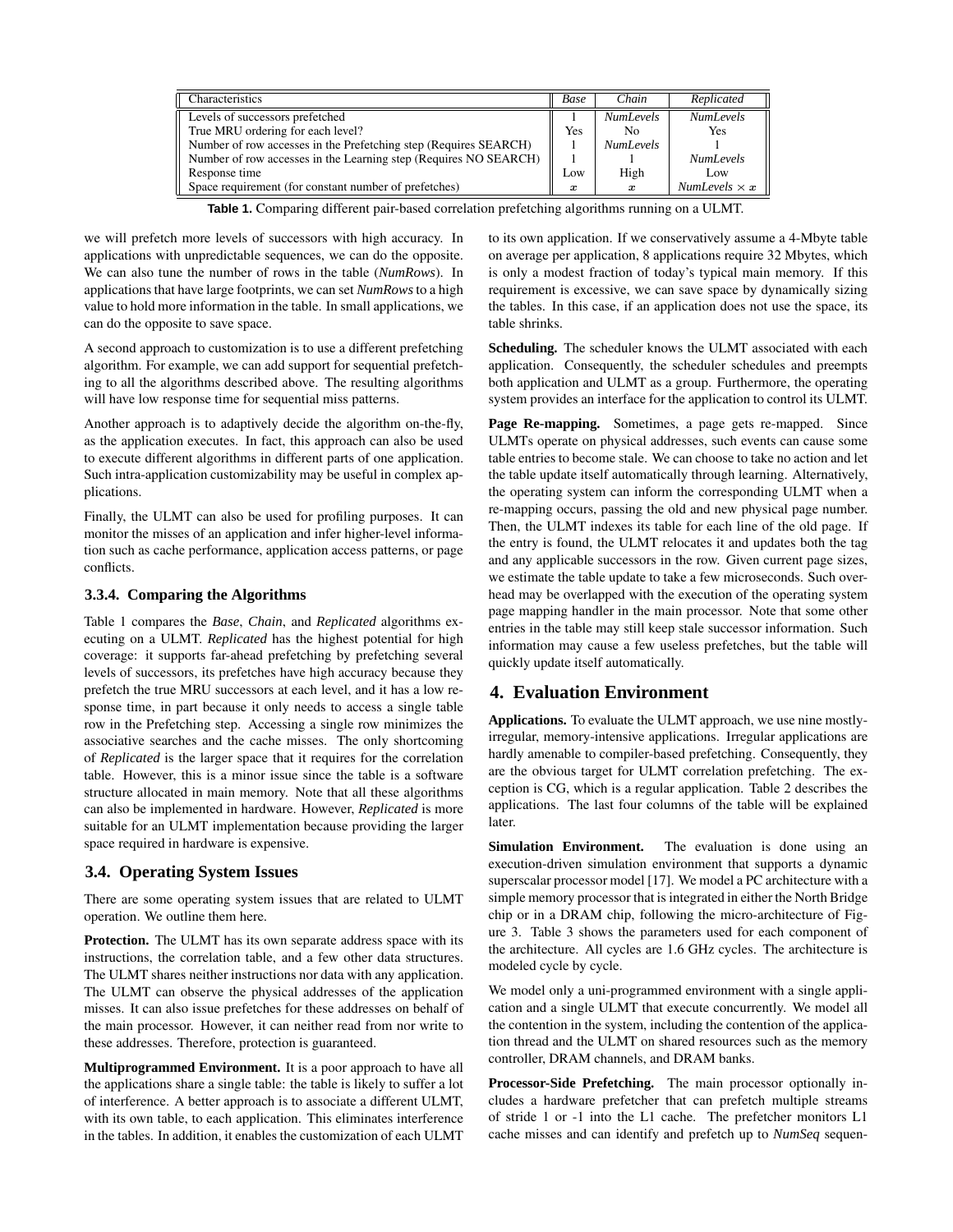| Characteristics | *Base* | *Chain* | *Replicated* |
|---|---|---|---|
| Levels of successors prefetched | 1 | *NumLevels* | *NumLevels* |
| True MRU ordering for each level? | Yes | No | Yes |
| Number of row accesses in the Prefetching step (Requires SEARCH) | 1 | *NumLevels* | 1 |
| Number of row accesses in the Learning step (Requires NO SEARCH) | 1 | 1 | *NumLevels* |
| Response time | Low | High | Low |
| Space requirement (for constant number of prefetches) | $x$ | $x$ | *NumLevels* $\times$ $x$ |

**Table 1.** Comparing different pair-based correlation prefetching algorithms running on a ULMT.

we will prefetch more levels of successors with high accuracy. In applications with unpredictable sequences, we can do the opposite. We can also tune the number of rows in the table (*NumRows*). In applications that have large footprints, we can set *NumRows* to a high value to hold more information in the table. In small applications, we can do the opposite to save space.

A second approach to customization is to use a different prefetching algorithm. For example, we can add support for sequential prefetching to all the algorithms described above. The resulting algorithms will have low response time for sequential miss patterns.

Another approach is to adaptively decide the algorithm on-the-fly, as the application executes. In fact, this approach can also be used to execute different algorithms in different parts of one application. Such intra-application customizability may be useful in complex applications.

Finally, the ULMT can also be used for profiling purposes. It can monitor the misses of an application and infer higher-level information such as cache performance, application access patterns, or page conflicts.

### 3.3.4. Comparing the Algorithms

Table 1 compares the *Base*, *Chain*, and *Replicated* algorithms executing on a ULMT. *Replicated* has the highest potential for high coverage: it supports far-ahead prefetching by prefetching several levels of successors, its prefetches have high accuracy because they prefetch the true MRU successors at each level, and it has a low response time, in part because it only needs to access a single table row in the Prefetching step. Accessing a single row minimizes the associative searches and the cache misses. The only shortcoming of *Replicated* is the larger space that it requires for the correlation table. However, this is a minor issue since the table is a software structure allocated in main memory. Note that all these algorithms can also be implemented in hardware. However, *Replicated* is more suitable for an ULMT implementation because providing the larger space required in hardware is expensive.

## 3.4. Operating System Issues

There are some operating system issues that are related to ULMT operation. We outline them here.

**Protection.** The ULMT has its own separate address space with its instructions, the correlation table, and a few other data structures. The ULMT shares neither instructions nor data with any application. The ULMT can observe the physical addresses of the application misses. It can also issue prefetches for these addresses on behalf of the main processor. However, it can neither read from nor write to these addresses. Therefore, protection is guaranteed.

**Multiprogrammed Environment.** It is a poor approach to have all the applications share a single table: the table is likely to suffer a lot of interference. A better approach is to associate a different ULMT, with its own table, to each application. This eliminates interference in the tables. In addition, it enables the customization of each ULMT to its own application. If we conservatively assume a 4-Mbyte table on average per application, 8 applications require 32 Mbytes, which is only a modest fraction of today's typical main memory. If this requirement is excessive, we can save space by dynamically sizing the tables. In this case, if an application does not use the space, its table shrinks.

**Scheduling.** The scheduler knows the ULMT associated with each application. Consequently, the scheduler schedules and preempts both application and ULMT as a group. Furthermore, the operating system provides an interface for the application to control its ULMT.

**Page Re-mapping.** Sometimes, a page gets re-mapped. Since ULMTs operate on physical addresses, such events can cause some table entries to become stale. We can choose to take no action and let the table update itself automatically through learning. Alternatively, the operating system can inform the corresponding ULMT when a re-mapping occurs, passing the old and new physical page number. Then, the ULMT indexes its table for each line of the old page. If the entry is found, the ULMT relocates it and updates both the tag and any applicable successors in the row. Given current page sizes, we estimate the table update to take a few microseconds. Such overhead may be overlapped with the execution of the operating system page mapping handler in the main processor. Note that some other entries in the table may still keep stale successor information. Such information may cause a few useless prefetches, but the table will quickly update itself automatically.

# 4. Evaluation Environment

**Applications.** To evaluate the ULMT approach, we use nine mostly-irregular, memory-intensive applications. Irregular applications are hardly amenable to compiler-based prefetching. Consequently, they are the obvious target for ULMT correlation prefetching. The exception is CG, which is a regular application. Table 2 describes the applications. The last four columns of the table will be explained later.

**Simulation Environment.** The evaluation is done using an execution-driven simulation environment that supports a dynamic superscalar processor model [17]. We model a PC architecture with a simple memory processor that is integrated in either the North Bridge chip or in a DRAM chip, following the micro-architecture of Figure 3. Table 3 shows the parameters used for each component of the architecture. All cycles are 1.6 GHz cycles. The architecture is modeled cycle by cycle.

We model only a uni-programmed environment with a single application and a single ULMT that execute concurrently. We model all the contention in the system, including the contention of the application thread and the ULMT on shared resources such as the memory controller, DRAM channels, and DRAM banks.

**Processor-Side Prefetching.** The main processor optionally includes a hardware prefetcher that can prefetch multiple streams of stride 1 or -1 into the L1 cache. The prefetcher monitors L1 cache misses and can identify and prefetch up to *NumSeq* sequen-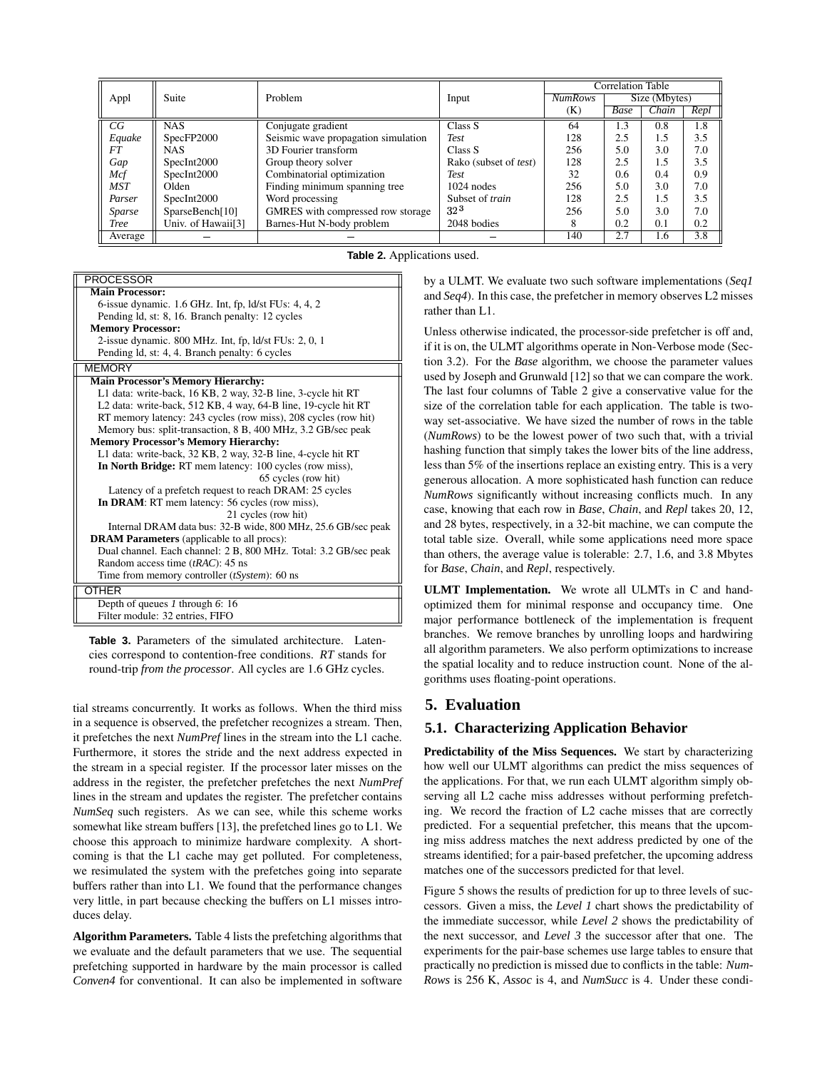| Appl | Suite | Problem | Input | Correlation Table | | | |
|---|---|---|---|---|---|---|---|
| | | | | *NumRows* (K) | Size (Mbytes) | | |
| | | | | | *Base* | *Chain* | *Repl* |
| *CG* | NAS | Conjugate gradient | Class S | 64 | 1.3 | 0.8 | 1.8 |
| *Equake* | SpecFP2000 | Seismic wave propagation simulation | *Test* | 128 | 2.5 | 1.5 | 3.5 |
| *FT* | NAS | 3D Fourier transform | Class S | 256 | 5.0 | 3.0 | 7.0 |
| *Gap* | SpecInt2000 | Group theory solver | Rako (subset of *test*) | 128 | 2.5 | 1.5 | 3.5 |
| *Mcf* | SpecInt2000 | Combinatorial optimization | *Test* | 32 | 0.6 | 0.4 | 0.9 |
| *MST* | Olden | Finding minimum spanning tree | 1024 nodes | 256 | 5.0 | 3.0 | 7.0 |
| *Parser* | SpecInt2000 | Word processing | Subset of *train* | 128 | 2.5 | 1.5 | 3.5 |
| *Sparse* | SparseBench[10] | GMRES with compressed row storage | $32^3$ | 256 | 5.0 | 3.0 | 7.0 |
| *Tree* | Univ. of Hawaii[3] | Barnes-Hut N-body problem | 2048 bodies | 8 | 0.2 | 0.1 | 0.2 |
| Average | – | – | – | 140 | 2.7 | 1.6 | 3.8 |

**Table 2.** Applications used.

| PROCESSOR |
|---|
| **Main Processor:** |
| 6-issue dynamic. 1.6 GHz. Int, fp, ld/st FUs: 4, 4, 2 |
| Pending ld, st: 8, 16. Branch penalty: 12 cycles |
| **Memory Processor:** |
| 2-issue dynamic. 800 MHz. Int, fp, ld/st FUs: 2, 0, 1 |
| Pending ld, st: 4, 4. Branch penalty: 6 cycles |
| MEMORY |
| **Main Processor's Memory Hierarchy:** |
| L1 data: write-back, 16 KB, 2 way, 32-B line, 3-cycle hit RT |
| L2 data: write-back, 512 KB, 4 way, 64-B line, 19-cycle hit RT |
| RT memory latency: 243 cycles (row miss), 208 cycles (row hit) |
| Memory bus: split-transaction, 8 B, 400 MHz, 3.2 GB/sec peak |
| **Memory Processor's Memory Hierarchy:** |
| L1 data: write-back, 32 KB, 2 way, 32-B line, 4-cycle hit RT |
| **In North Bridge:** RT mem latency: 100 cycles (row miss), 65 cycles (row hit) |
| Latency of a prefetch request to reach DRAM: 25 cycles |
| **In DRAM**: RT mem latency: 56 cycles (row miss), 21 cycles (row hit) |
| Internal DRAM data bus: 32-B wide, 800 MHz, 25.6 GB/sec peak |
| **DRAM Parameters** (applicable to all procs): |
| Dual channel. Each channel: 2 B, 800 MHz. Total: 3.2 GB/sec peak |
| Random access time (*tRAC*): 45 ns |
| Time from memory controller (*tSystem*): 60 ns |
| OTHER |
| Depth of queues *1* through *6*: 16 |
| Filter module: 32 entries, FIFO |

**Table 3.** Parameters of the simulated architecture. Latencies correspond to contention-free conditions. *RT* stands for round-trip *from the processor*. All cycles are 1.6 GHz cycles.

tial streams concurrently. It works as follows. When the third miss in a sequence is observed, the prefetcher recognizes a stream. Then, it prefetches the next *NumPref* lines in the stream into the L1 cache. Furthermore, it stores the stride and the next address expected in the stream in a special register. If the processor later misses on the address in the register, the prefetcher prefetches the next *NumPref* lines in the stream and updates the register. The prefetcher contains *NumSeq* such registers. As we can see, while this scheme works somewhat like stream buffers [13], the prefetched lines go to L1. We choose this approach to minimize hardware complexity. A shortcoming is that the L1 cache may get polluted. For completeness, we resimulated the system with the prefetches going into separate buffers rather than into L1. We found that the performance changes very little, in part because checking the buffers on L1 misses introduces delay.

**Algorithm Parameters.** Table 4 lists the prefetching algorithms that we evaluate and the default parameters that we use. The sequential prefetching supported in hardware by the main processor is called *Conven4* for conventional. It can also be implemented in software by a ULMT. We evaluate two such software implementations (*Seq1* and *Seq4*). In this case, the prefetcher in memory observes L2 misses rather than L1.

Unless otherwise indicated, the processor-side prefetcher is off and, if it is on, the ULMT algorithms operate in Non-Verbose mode (Section 3.2). For the *Base* algorithm, we choose the parameter values used by Joseph and Grunwald [12] so that we can compare the work. The last four columns of Table 2 give a conservative value for the size of the correlation table for each application. The table is two-way set-associative. We have sized the number of rows in the table (*NumRows*) to be the lowest power of two such that, with a trivial hashing function that simply takes the lower bits of the line address, less than 5% of the insertions replace an existing entry. This is a very generous allocation. A more sophisticated hash function can reduce *NumRows* significantly without increasing conflicts much. In any case, knowing that each row in *Base*, *Chain*, and *Repl* takes 20, 12, and 28 bytes, respectively, in a 32-bit machine, we can compute the total table size. Overall, while some applications need more space than others, the average value is tolerable: 2.7, 1.6, and 3.8 Mbytes for *Base*, *Chain*, and *Repl*, respectively.

**ULMT Implementation.** We wrote all ULMTs in C and hand-optimized them for minimal response and occupancy time. One major performance bottleneck of the implementation is frequent branches. We remove branches by unrolling loops and hardwiring all algorithm parameters. We also perform optimizations to increase the spatial locality and to reduce instruction count. None of the algorithms uses floating-point operations.

# 5. Evaluation

## 5.1. Characterizing Application Behavior

**Predictability of the Miss Sequences.** We start by characterizing how well our ULMT algorithms can predict the miss sequences of the applications. For that, we run each ULMT algorithm simply observing all L2 cache miss addresses without performing prefetching. We record the fraction of L2 cache misses that are correctly predicted. For a sequential prefetcher, this means that the upcoming miss address matches the next address predicted by one of the streams identified; for a pair-based prefetcher, the upcoming address matches one of the successors predicted for that level.

Figure 5 shows the results of prediction for up to three levels of successors. Given a miss, the *Level 1* chart shows the predictability of the immediate successor, while *Level 2* shows the predictability of the next successor, and *Level 3* the successor after that one. The experiments for the pair-base schemes use large tables to ensure that practically no prediction is missed due to conflicts in the table: *NumRows* is 256 K, *Assoc* is 4, and *NumSucc* is 4. Under these condi-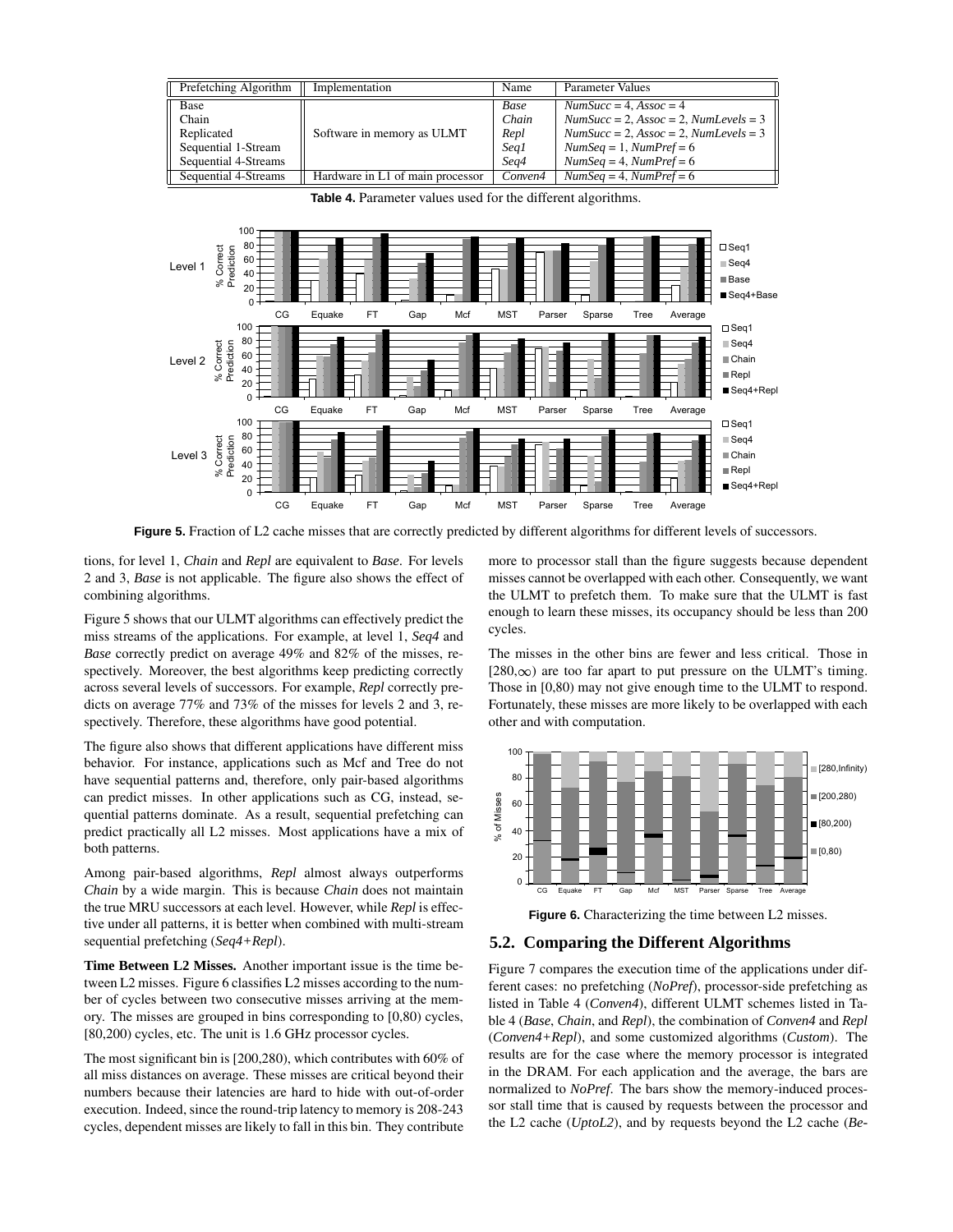| Prefetching Algorithm | Implementation | Name | Parameter Values |
|---|---|---|---|
| Base | Software in memory as ULMT | *Base* | *NumSucc* = 4, *Assoc* = 4 |
| Chain | | *Chain* | *NumSucc* = 2, *Assoc* = 2, *NumLevels* = 3 |
| Replicated | | *Repl* | *NumSucc* = 2, *Assoc* = 2, *NumLevels* = 3 |
| Sequential 1-Stream | | *Seq1* | *NumSeq* = 1, *NumPref* = 6 |
| Sequential 4-Streams | | *Seq4* | *NumSeq* = 4, *NumPref* = 6 |
| Sequential 4-Streams | Hardware in L1 of main processor | *Conven4* | *NumSeq* = 4, *NumPref* = 6 |

**Table 4.** Parameter values used for the different algorithms.

**Figure 5.** Fraction of L2 cache misses that are correctly predicted by different algorithms for different levels of successors.

tions, for level 1, *Chain* and *Repl* are equivalent to *Base*. For levels 2 and 3, *Base* is not applicable. The figure also shows the effect of combining algorithms.

Figure 5 shows that our ULMT algorithms can effectively predict the miss streams of the applications. For example, at level 1, *Seq4* and *Base* correctly predict on average 49% and 82% of the misses, respectively. Moreover, the best algorithms keep predicting correctly across several levels of successors. For example, *Repl* correctly predicts on average 77% and 73% of the misses for levels 2 and 3, respectively. Therefore, these algorithms have good potential.

The figure also shows that different applications have different miss behavior. For instance, applications such as Mcf and Tree do not have sequential patterns and, therefore, only pair-based algorithms can predict misses. In other applications such as CG, instead, sequential patterns dominate. As a result, sequential prefetching can predict practically all L2 misses. Most applications have a mix of both patterns.

Among pair-based algorithms, *Repl* almost always outperforms *Chain* by a wide margin. This is because *Chain* does not maintain the true MRU successors at each level. However, while *Repl* is effective under all patterns, it is better when combined with multi-stream sequential prefetching (*Seq4+Repl*).

**Time Between L2 Misses.** Another important issue is the time between L2 misses. Figure 6 classifies L2 misses according to the number of cycles between two consecutive misses arriving at the memory. The misses are grouped in bins corresponding to [0,80) cycles, [80,200) cycles, etc. The unit is 1.6 GHz processor cycles.

The most significant bin is [200,280), which contributes with 60% of all miss distances on average. These misses are critical beyond their numbers because their latencies are hard to hide with out-of-order execution. Indeed, since the round-trip latency to memory is 208-243 cycles, dependent misses are likely to fall in this bin. They contribute more to processor stall than the figure suggests because dependent misses cannot be overlapped with each other. Consequently, we want the ULMT to prefetch them. To make sure that the ULMT is fast enough to learn these misses, its occupancy should be less than 200 cycles.

The misses in the other bins are fewer and less critical. Those in $[280,\infty)$ are too far apart to put pressure on the ULMT's timing. Those in [0,80) may not give enough time to the ULMT to respond. Fortunately, these misses are more likely to be overlapped with each other and with computation.

**Figure 6.** Characterizing the time between L2 misses.

## 5.2. Comparing the Different Algorithms

Figure 7 compares the execution time of the applications under different cases: no prefetching (*NoPref*), processor-side prefetching as listed in Table 4 (*Conven4*), different ULMT schemes listed in Table 4 (*Base*, *Chain*, and *Repl*), the combination of *Conven4* and *Repl* (*Conven4+Repl*), and some customized algorithms (*Custom*). The results are for the case where the memory processor is integrated in the DRAM. For each application and the average, the bars are normalized to *NoPref*. The bars show the memory-induced processor stall time that is caused by requests between the processor and the L2 cache (*UptoL2*), and by requests beyond the L2 cache (*Be-*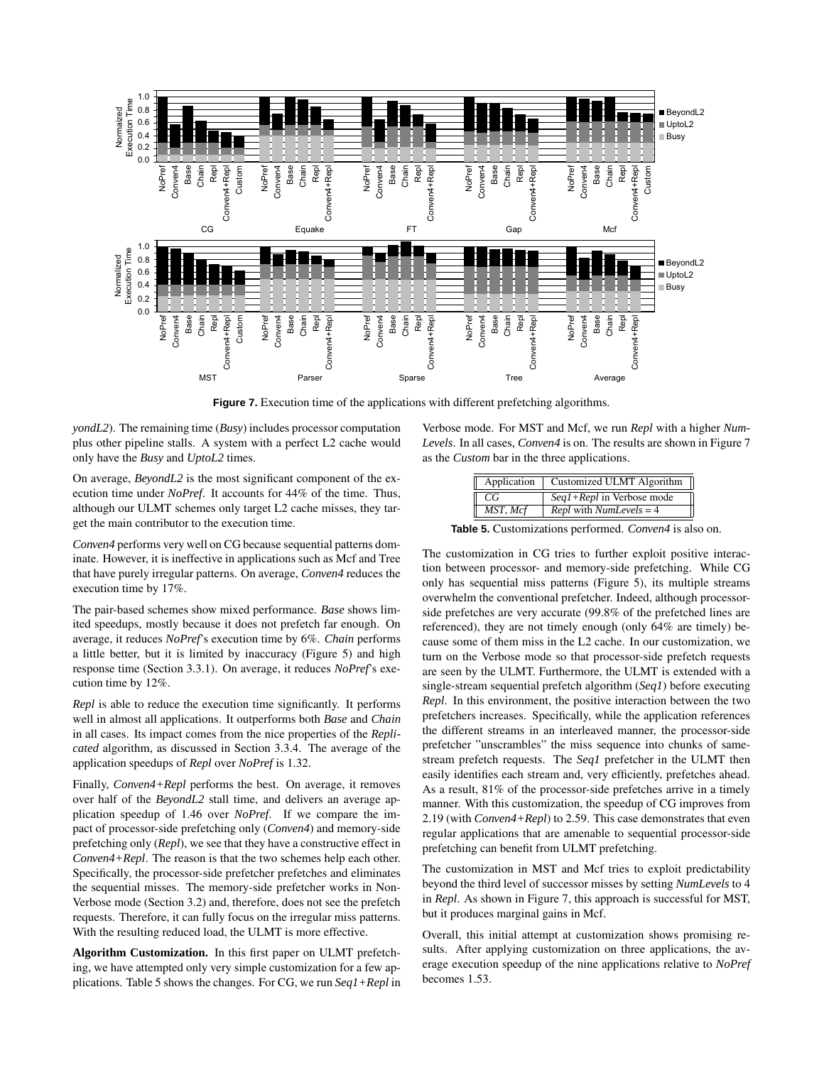**Figure 7.** Execution time of the applications with different prefetching algorithms.

*yondL2*). The remaining time (*Busy*) includes processor computation plus other pipeline stalls. A system with a perfect L2 cache would only have the *Busy* and *UptoL2* times.

On average, *BeyondL2* is the most significant component of the execution time under *NoPref*. It accounts for 44% of the time. Thus, although our ULMT schemes only target L2 cache misses, they target the main contributor to the execution time.

*Conven4* performs very well on CG because sequential patterns dominate. However, it is ineffective in applications such as Mcf and Tree that have purely irregular patterns. On average, *Conven4* reduces the execution time by 17%.

The pair-based schemes show mixed performance. *Base* shows limited speedups, mostly because it does not prefetch far enough. On average, it reduces *NoPref*'s execution time by 6%. *Chain* performs a little better, but it is limited by inaccuracy (Figure 5) and high response time (Section 3.3.1). On average, it reduces *NoPref*'s execution time by 12%.

*Repl* is able to reduce the execution time significantly. It performs well in almost all applications. It outperforms both *Base* and *Chain* in all cases. Its impact comes from the nice properties of the *Replicated* algorithm, as discussed in Section 3.3.4. The average of the application speedups of *Repl* over *NoPref* is 1.32.

Finally, *Conven4+Repl* performs the best. On average, it removes over half of the *BeyondL2* stall time, and delivers an average application speedup of 1.46 over *NoPref*. If we compare the impact of processor-side prefetching only (*Conven4*) and memory-side prefetching only (*Repl*), we see that they have a constructive effect in *Conven4+Repl*. The reason is that the two schemes help each other. Specifically, the processor-side prefetcher prefetches and eliminates the sequential misses. The memory-side prefetcher works in Non-Verbose mode (Section 3.2) and, therefore, does not see the prefetch requests. Therefore, it can fully focus on the irregular miss patterns. With the resulting reduced load, the ULMT is more effective.

**Algorithm Customization.** In this first paper on ULMT prefetching, we have attempted only very simple customization for a few applications. Table 5 shows the changes. For CG, we run *Seq1+Repl* in Verbose mode. For MST and Mcf, we run *Repl* with a higher *NumLevels*. In all cases, *Conven4* is on. The results are shown in Figure 7 as the *Custom* bar in the three applications.

| Application | Customized ULMT Algorithm |
|---|---|
| *CG* | *Seq1+Repl* in Verbose mode |
| *MST, Mcf* | *Repl* with *NumLevels* = 4 |

**Table 5.** Customizations performed. *Conven4* is also on.

The customization in CG tries to further exploit positive interaction between processor- and memory-side prefetching. While CG only has sequential miss patterns (Figure 5), its multiple streams overwhelm the conventional prefetcher. Indeed, although processor-side prefetches are very accurate (99.8% of the prefetched lines are referenced), they are not timely enough (only 64% are timely) because some of them miss in the L2 cache. In our customization, we turn on the Verbose mode so that processor-side prefetch requests are seen by the ULMT. Furthermore, the ULMT is extended with a single-stream sequential prefetch algorithm (*Seq1*) before executing *Repl*. In this environment, the positive interaction between the two prefetchers increases. Specifically, while the application references the different streams in an interleaved manner, the processor-side prefetcher "unscrambles" the miss sequence into chunks of same-stream prefetch requests. The *Seq1* prefetcher in the ULMT then easily identifies each stream and, very efficiently, prefetches ahead. As a result, 81% of the processor-side prefetches arrive in a timely manner. With this customization, the speedup of CG improves from 2.19 (with *Conven4+Repl*) to 2.59. This case demonstrates that even regular applications that are amenable to sequential processor-side prefetching can benefit from ULMT prefetching.

The customization in MST and Mcf tries to exploit predictability beyond the third level of successor misses by setting *NumLevels* to 4 in *Repl*. As shown in Figure 7, this approach is successful for MST, but it produces marginal gains in Mcf.

Overall, this initial attempt at customization shows promising results. After applying customization on three applications, the average execution speedup of the nine applications relative to *NoPref* becomes 1.53.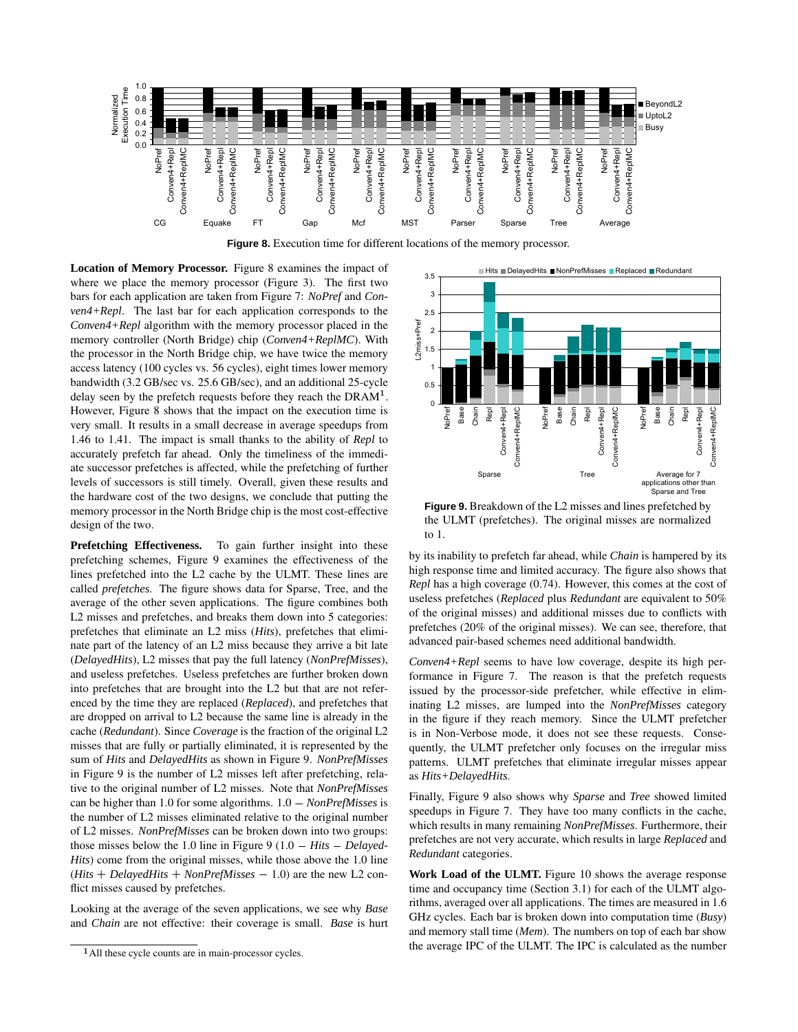**Figure 8.** Execution time for different locations of the memory processor.

**Location of Memory Processor.** Figure 8 examines the impact of where we place the memory processor (Figure 3). The first two bars for each application are taken from Figure 7: *NoPref* and *Conven4+Repl*. The last bar for each application corresponds to the *Conven4+Repl* algorithm with the memory processor placed in the memory controller (North Bridge) chip (*Conven4+ReplMC*). With the processor in the North Bridge chip, we have twice the memory access latency (100 cycles vs. 56 cycles), eight times lower memory bandwidth (3.2 GB/sec vs. 25.6 GB/sec), and an additional 25-cycle delay seen by the prefetch requests before they reach the DRAM[1]. However, Figure 8 shows that the impact on the execution time is very small. It results in a small decrease in average speedups from 1.46 to 1.41. The impact is small thanks to the ability of *Repl* to accurately prefetch far ahead. Only the timeliness of the immediate successor prefetches is affected, while the prefetching of further levels of successors is still timely. Overall, given these results and the hardware cost of the two designs, we conclude that putting the memory processor in the North Bridge chip is the most cost-effective design of the two.

**Prefetching Effectiveness.** To gain further insight into these prefetching schemes, Figure 9 examines the effectiveness of the lines prefetched into the L2 cache by the ULMT. These lines are called *prefetches*. The figure shows data for Sparse, Tree, and the average of the other seven applications. The figure combines both L2 misses and prefetches, and breaks them down into 5 categories: prefetches that eliminate an L2 miss (*Hits*), prefetches that eliminate part of the latency of an L2 miss because they arrive a bit late (*DelayedHits*), L2 misses that pay the full latency (*NonPrefMisses*), and useless prefetches. Useless prefetches are further broken down into prefetches that are brought into the L2 but that are not referenced by the time they are replaced (*Replaced*), and prefetches that are dropped on arrival to L2 because the same line is already in the cache (*Redundant*). Since *Coverage* is the fraction of the original L2 misses that are fully or partially eliminated, it is represented by the sum of *Hits* and *DelayedHits* as shown in Figure 9. *NonPrefMisses* in Figure 9 is the number of L2 misses left after prefetching, relative to the original number of L2 misses. Note that *NonPrefMisses* can be higher than 1.0 for some algorithms. $1.0 - NonPrefMisses$ is the number of L2 misses eliminated relative to the original number of L2 misses. *NonPrefMisses* can be broken down into two groups: those misses below the 1.0 line in Figure 9 ($1.0 - Hits - DelayedHits$) come from the original misses, while those above the 1.0 line ($Hits + DelayedHits + NonPrefMisses - 1.0$) are the new L2 conflict misses caused by prefetches.

Looking at the average of the seven applications, we see why *Base* and *Chain* are not effective: their coverage is small. *Base* is hurt by its inability to prefetch far ahead, while *Chain* is hampered by its high response time and limited accuracy. The figure also shows that *Repl* has a high coverage (0.74). However, this comes at the cost of useless prefetches (*Replaced* plus *Redundant* are equivalent to 50% of the original misses) and additional misses due to conflicts with prefetches (20% of the original misses). We can see, therefore, that advanced pair-based schemes need additional bandwidth.

**Figure 9.** Breakdown of the L2 misses and lines prefetched by the ULMT (prefetches). The original misses are normalized to 1.

*Conven4+Repl* seems to have low coverage, despite its high performance in Figure 7. The reason is that the prefetch requests issued by the processor-side prefetcher, while effective in eliminating L2 misses, are lumped into the *NonPrefMisses* category in the figure if they reach memory. Since the ULMT prefetcher is in Non-Verbose mode, it does not see these requests. Consequently, the ULMT prefetcher only focuses on the irregular miss patterns. ULMT prefetches that eliminate irregular misses appear as *Hits+DelayedHits*.

Finally, Figure 9 also shows why *Sparse* and *Tree* showed limited speedups in Figure 7. They have too many conflicts in the cache, which results in many remaining *NonPrefMisses*. Furthermore, their prefetches are not very accurate, which results in large *Replaced* and *Redundant* categories.

**Work Load of the ULMT.** Figure 10 shows the average response time and occupancy time (Section 3.1) for each of the ULMT algorithms, averaged over all applications. The times are measured in 1.6 GHz cycles. Each bar is broken down into computation time (*Busy*) and memory stall time (*Mem*). The numbers on top of each bar show the average IPC of the ULMT. The IPC is calculated as the number

[1] All these cycle counts are in main-processor cycles.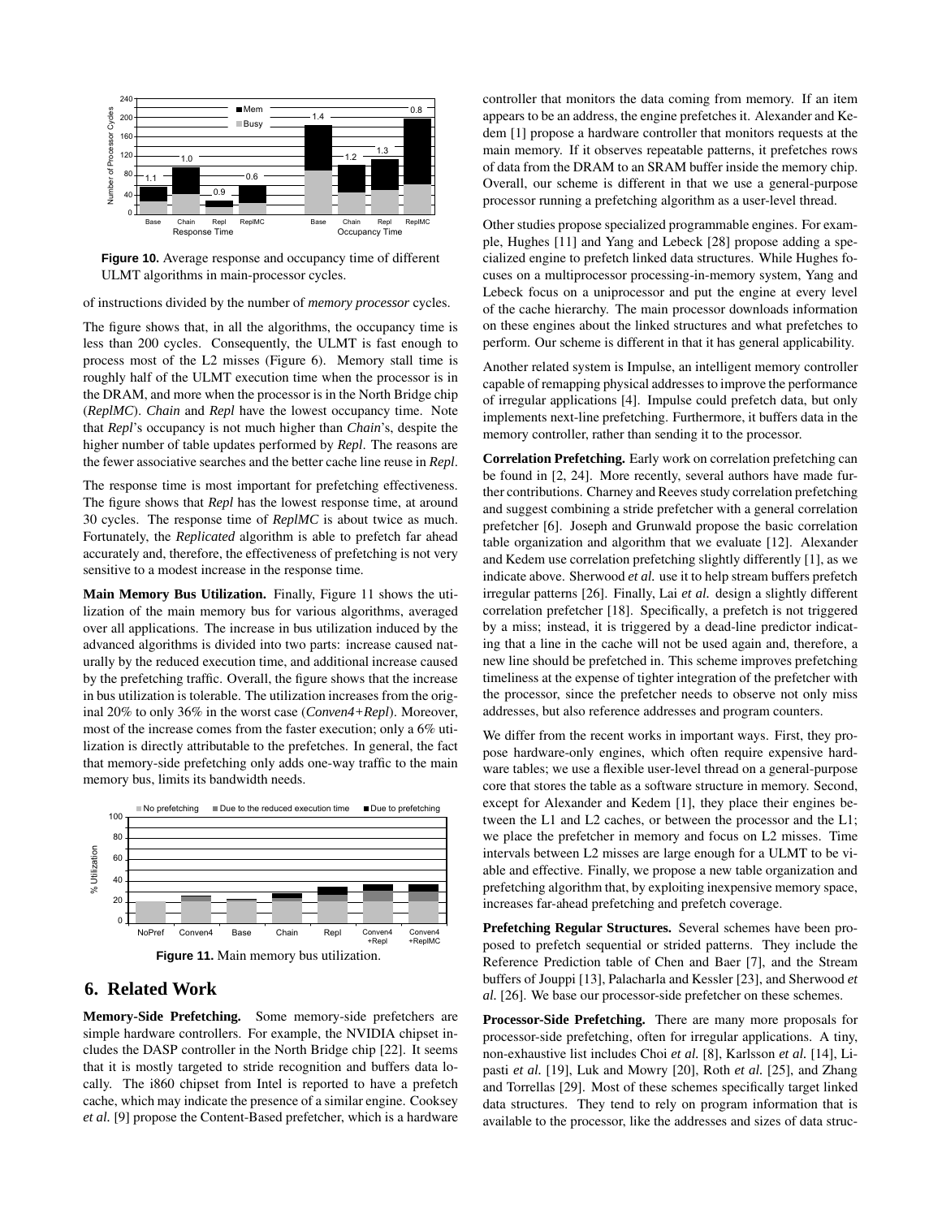**Figure 10.** Average response and occupancy time of different ULMT algorithms in main-processor cycles.

of instructions divided by the number of *memory processor* cycles.

The figure shows that, in all the algorithms, the occupancy time is less than 200 cycles. Consequently, the ULMT is fast enough to process most of the L2 misses (Figure 6). Memory stall time is roughly half of the ULMT execution time when the processor is in the DRAM, and more when the processor is in the North Bridge chip (*ReplMC*). *Chain* and *Repl* have the lowest occupancy time. Note that *Repl*'s occupancy is not much higher than *Chain*'s, despite the higher number of table updates performed by *Repl*. The reasons are the fewer associative searches and the better cache line reuse in *Repl*.

The response time is most important for prefetching effectiveness. The figure shows that *Repl* has the lowest response time, at around 30 cycles. The response time of *ReplMC* is about twice as much. Fortunately, the *Replicated* algorithm is able to prefetch far ahead accurately and, therefore, the effectiveness of prefetching is not very sensitive to a modest increase in the response time.

**Main Memory Bus Utilization.** Finally, Figure 11 shows the utilization of the main memory bus for various algorithms, averaged over all applications. The increase in bus utilization induced by the advanced algorithms is divided into two parts: increase caused naturally by the reduced execution time, and additional increase caused by the prefetching traffic. Overall, the figure shows that the increase in bus utilization is tolerable. The utilization increases from the original 20% to only 36% in the worst case (*Conven4+Repl*). Moreover, most of the increase comes from the faster execution; only a 6% utilization is directly attributable to the prefetches. In general, the fact that memory-side prefetching only adds one-way traffic to the main memory bus, limits its bandwidth needs.

**Figure 11.** Main memory bus utilization.

## 6. Related Work

**Memory-Side Prefetching.** Some memory-side prefetchers are simple hardware controllers. For example, the NVIDIA chipset includes the DASP controller in the North Bridge chip [22]. It seems that it is mostly targeted to stride recognition and buffers data locally. The i860 chipset from Intel is reported to have a prefetch cache, which may indicate the presence of a similar engine. Cooksey *et al.* [9] propose the Content-Based prefetcher, which is a hardware controller that monitors the data coming from memory. If an item appears to be an address, the engine prefetches it. Alexander and Kedem [1] propose a hardware controller that monitors requests at the main memory. If it observes repeatable patterns, it prefetches rows of data from the DRAM to an SRAM buffer inside the memory chip. Overall, our scheme is different in that we use a general-purpose processor running a prefetching algorithm as a user-level thread.

Other studies propose specialized programmable engines. For example, Hughes [11] and Yang and Lebeck [28] propose adding a specialized engine to prefetch linked data structures. While Hughes focuses on a multiprocessor processing-in-memory system, Yang and Lebeck focus on a uniprocessor and put the engine at every level of the cache hierarchy. The main processor downloads information on these engines about the linked structures and what prefetches to perform. Our scheme is different in that it has general applicability.

Another related system is Impulse, an intelligent memory controller capable of remapping physical addresses to improve the performance of irregular applications [4]. Impulse could prefetch data, but only implements next-line prefetching. Furthermore, it buffers data in the memory controller, rather than sending it to the processor.

**Correlation Prefetching.** Early work on correlation prefetching can be found in [2, 24]. More recently, several authors have made further contributions. Charney and Reeves study correlation prefetching and suggest combining a stride prefetcher with a general correlation prefetcher [6]. Joseph and Grunwald propose the basic correlation table organization and algorithm that we evaluate [12]. Alexander and Kedem use correlation prefetching slightly differently [1], as we indicate above. Sherwood *et al.* use it to help stream buffers prefetch irregular patterns [26]. Finally, Lai *et al.* design a slightly different correlation prefetcher [18]. Specifically, a prefetch is not triggered by a miss; instead, it is triggered by a dead-line predictor indicating that a line in the cache will not be used again and, therefore, a new line should be prefetched in. This scheme improves prefetching timeliness at the expense of tighter integration of the prefetcher with the processor, since the prefetcher needs to observe not only miss addresses, but also reference addresses and program counters.

We differ from the recent works in important ways. First, they propose hardware-only engines, which often require expensive hardware tables; we use a flexible user-level thread on a general-purpose core that stores the table as a software structure in memory. Second, except for Alexander and Kedem [1], they place their engines between the L1 and L2 caches, or between the processor and the L1; we place the prefetcher in memory and focus on L2 misses. Time intervals between L2 misses are large enough for a ULMT to be viable and effective. Finally, we propose a new table organization and prefetching algorithm that, by exploiting inexpensive memory space, increases far-ahead prefetching and prefetch coverage.

**Prefetching Regular Structures.** Several schemes have been proposed to prefetch sequential or strided patterns. They include the Reference Prediction table of Chen and Baer [7], and the Stream buffers of Jouppi [13], Palacharla and Kessler [23], and Sherwood *et al.* [26]. We base our processor-side prefetcher on these schemes.

**Processor-Side Prefetching.** There are many more proposals for processor-side prefetching, often for irregular applications. A tiny, non-exhaustive list includes Choi *et al.* [8], Karlsson *et al.* [14], Lipasti *et al.* [19], Luk and Mowry [20], Roth *et al.* [25], and Zhang and Torrellas [29]. Most of these schemes specifically target linked data structures. They tend to rely on program information that is available to the processor, like the addresses and sizes of data struc-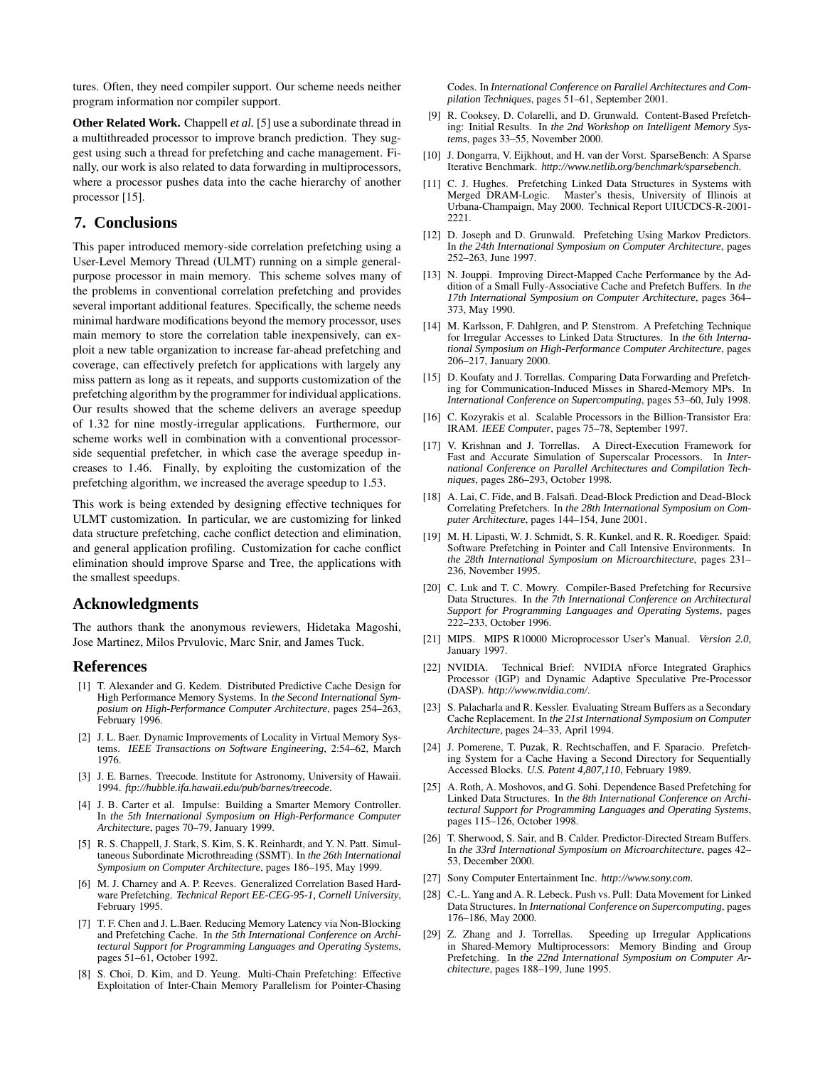tures. Often, they need compiler support. Our scheme needs neither program information nor compiler support.

**Other Related Work.** Chappell *et al.* [5] use a subordinate thread in a multithreaded processor to improve branch prediction. They suggest using such a thread for prefetching and cache management. Finally, our work is also related to data forwarding in multiprocessors, where a processor pushes data into the cache hierarchy of another processor [15].

## 7. Conclusions

This paper introduced memory-side correlation prefetching using a User-Level Memory Thread (ULMT) running on a simple general-purpose processor in main memory. This scheme solves many of the problems in conventional correlation prefetching and provides several important additional features. Specifically, the scheme needs minimal hardware modifications beyond the memory processor, uses main memory to store the correlation table inexpensively, can exploit a new table organization to increase far-ahead prefetching and coverage, can effectively prefetch for applications with largely any miss pattern as long as it repeats, and supports customization of the prefetching algorithm by the programmer for individual applications. Our results showed that the scheme delivers an average speedup of 1.32 for nine mostly-irregular applications. Furthermore, our scheme works well in combination with a conventional processor-side sequential prefetcher, in which case the average speedup increases to 1.46. Finally, by exploiting the customization of the prefetching algorithm, we increased the average speedup to 1.53.

This work is being extended by designing effective techniques for ULMT customization. In particular, we are customizing for linked data structure prefetching, cache conflict detection and elimination, and general application profiling. Customization for cache conflict elimination should improve Sparse and Tree, the applications with the smallest speedups.

## Acknowledgments

The authors thank the anonymous reviewers, Hidetaka Magoshi, Jose Martinez, Milos Prvulovic, Marc Snir, and James Tuck.

## References

[1] T. Alexander and G. Kedem. Distributed Predictive Cache Design for High Performance Memory Systems. In *the Second International Symposium on High-Performance Computer Architecture*, pages 254–263, February 1996.

[2] J. L. Baer. Dynamic Improvements of Locality in Virtual Memory Systems. *IEEE Transactions on Software Engineering*, 2:54–62, March 1976.

[3] J. E. Barnes. Treecode. Institute for Astronomy, University of Hawaii. 1994. *ftp://hubble.ifa.hawaii.edu/pub/barnes/treecode*.

[4] J. B. Carter et al. Impulse: Building a Smarter Memory Controller. In *the 5th International Symposium on High-Performance Computer Architecture*, pages 70–79, January 1999.

[5] R. S. Chappell, J. Stark, S. Kim, S. K. Reinhardt, and Y. N. Patt. Simultaneous Subordinate Microthreading (SSMT). In *the 26th International Symposium on Computer Architecture*, pages 186–195, May 1999.

[6] M. J. Charney and A. P. Reeves. Generalized Correlation Based Hardware Prefetching. *Technical Report EE-CEG-95-1, Cornell University*, February 1995.

[7] T. F. Chen and J. L.Baer. Reducing Memory Latency via Non-Blocking and Prefetching Cache. In *the 5th International Conference on Architectural Support for Programming Languages and Operating Systems*, pages 51–61, October 1992.

[8] S. Choi, D. Kim, and D. Yeung. Multi-Chain Prefetching: Effective Exploitation of Inter-Chain Memory Parallelism for Pointer-Chasing Codes. In *International Conference on Parallel Architectures and Compilation Techniques*, pages 51–61, September 2001.

[9] R. Cooksey, D. Colarelli, and D. Grunwald. Content-Based Prefetching: Initial Results. In *the 2nd Workshop on Intelligent Memory Systems*, pages 33–55, November 2000.

[10] J. Dongarra, V. Eijkhout, and H. van der Vorst. SparseBench: A Sparse Iterative Benchmark. *http://www.netlib.org/benchmark/sparsebench*.

[11] C. J. Hughes. Prefetching Linked Data Structures in Systems with Merged DRAM-Logic. Master's thesis, University of Illinois at Urbana-Champaign, May 2000. Technical Report UIUCDCS-R-2001-2221.

[12] D. Joseph and D. Grunwald. Prefetching Using Markov Predictors. In *the 24th International Symposium on Computer Architecture*, pages 252–263, June 1997.

[13] N. Jouppi. Improving Direct-Mapped Cache Performance by the Addition of a Small Fully-Associative Cache and Prefetch Buffers. In *the 17th International Symposium on Computer Architecture*, pages 364–373, May 1990.

[14] M. Karlsson, F. Dahlgren, and P. Stenstrom. A Prefetching Technique for Irregular Accesses to Linked Data Structures. In *the 6th International Symposium on High-Performance Computer Architecture*, pages 206–217, January 2000.

[15] D. Koufaty and J. Torrellas. Comparing Data Forwarding and Prefetching for Communication-Induced Misses in Shared-Memory MPs. In *International Conference on Supercomputing*, pages 53–60, July 1998.

[16] C. Kozyrakis et al. Scalable Processors in the Billion-Transistor Era: IRAM. *IEEE Computer*, pages 75–78, September 1997.

[17] V. Krishnan and J. Torrellas. A Direct-Execution Framework for Fast and Accurate Simulation of Superscalar Processors. In *International Conference on Parallel Architectures and Compilation Techniques*, pages 286–293, October 1998.

[18] A. Lai, C. Fide, and B. Falsafi. Dead-Block Prediction and Dead-Block Correlating Prefetchers. In *the 28th International Symposium on Computer Architecture*, pages 144–154, June 2001.

[19] M. H. Lipasti, W. J. Schmidt, S. R. Kunkel, and R. R. Roediger. Spaid: Software Prefetching in Pointer and Call Intensive Environments. In *the 28th International Symposium on Microarchitecture*, pages 231–236, November 1995.

[20] C. Luk and T. C. Mowry. Compiler-Based Prefetching for Recursive Data Structures. In *the 7th International Conference on Architectural Support for Programming Languages and Operating Systems*, pages 222–233, October 1996.

[21] MIPS. MIPS R10000 Microprocessor User's Manual. *Version 2.0*, January 1997.

[22] NVIDIA. Technical Brief: NVIDIA nForce Integrated Graphics Processor (IGP) and Dynamic Adaptive Speculative Pre-Processor (DASP). *http://www.nvidia.com/*.

[23] S. Palacharla and R. Kessler. Evaluating Stream Buffers as a Secondary Cache Replacement. In *the 21st International Symposium on Computer Architecture*, pages 24–33, April 1994.

[24] J. Pomerene, T. Puzak, R. Rechtschaffen, and F. Sparacio. Prefetching System for a Cache Having a Second Directory for Sequentially Accessed Blocks. *U.S. Patent 4,807,110*, February 1989.

[25] A. Roth, A. Moshovos, and G. Sohi. Dependence Based Prefetching for Linked Data Structures. In *the 8th International Conference on Architectural Support for Programming Languages and Operating Systems*, pages 115–126, October 1998.

[26] T. Sherwood, S. Sair, and B. Calder. Predictor-Directed Stream Buffers. In *the 33rd International Symposium on Microarchitecture*, pages 42–53, December 2000.

[27] Sony Computer Entertainment Inc. *http://www.sony.com*.

[28] C.-L. Yang and A. R. Lebeck. Push vs. Pull: Data Movement for Linked Data Structures. In *International Conference on Supercomputing*, pages 176–186, May 2000.

[29] Z. Zhang and J. Torrellas. Speeding up Irregular Applications in Shared-Memory Multiprocessors: Memory Binding and Group Prefetching. In *the 22nd International Symposium on Computer Architecture*, pages 188–199, June 1995.